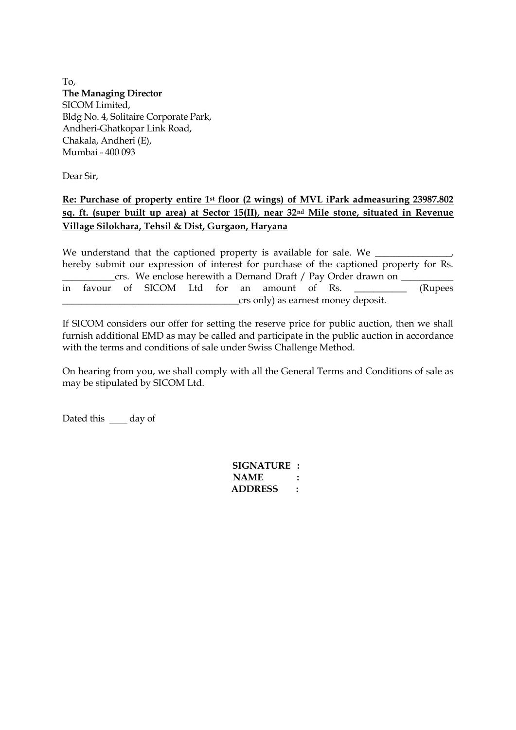To,
**The Managing Director**
SICOM Limited,
Bldg No. 4, Solitaire Corporate Park,
Andheri-Ghatkopar Link Road,
Chakala, Andheri (E),
Mumbai - 400 093

Dear Sir,

**Re: Purchase of property entire 1st floor (2 wings) of MVL iPark admeasuring 23987.802 sq. ft. (super built up area) at Sector 15(II), near 32nd Mile stone, situated in Revenue Village Silokhara, Tehsil & Dist, Gurgaon, Haryana**

We understand that the captioned property is available for sale. We ________________, hereby submit our expression of interest for purchase of the captioned property for Rs. ___________crs. We enclose herewith a Demand Draft / Pay Order drawn on ___________ in favour of SICOM Ltd for an amount of Rs. ___________ (Rupees ______________________________________crs only) as earnest money deposit.

If SICOM considers our offer for setting the reserve price for public auction, then we shall furnish additional EMD as may be called and participate in the public auction in accordance with the terms and conditions of sale under Swiss Challenge Method.

On hearing from you, we shall comply with all the General Terms and Conditions of sale as may be stipulated by SICOM Ltd.

Dated this ____ day of

**SIGNATURE :**
**NAME :**
**ADDRESS :**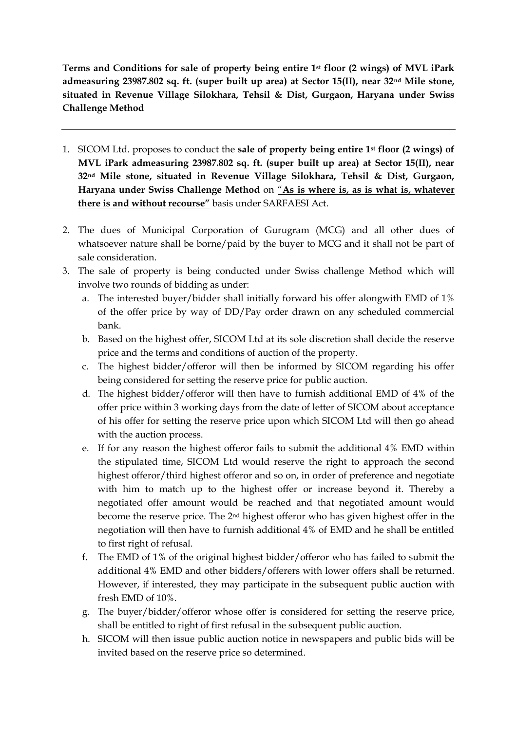**Terms and Conditions for sale of property being entire 1st floor (2 wings) of MVL iPark admeasuring 23987.802 sq. ft. (super built up area) at Sector 15(II), near 32nd Mile stone, situated in Revenue Village Silokhara, Tehsil & Dist, Gurgaon, Haryana under Swiss Challenge Method**

---

1. SICOM Ltd. proposes to conduct the **sale of property being entire 1st floor (2 wings) of MVL iPark admeasuring 23987.802 sq. ft. (super built up area) at Sector 15(II), near 32nd Mile stone, situated in Revenue Village Silokhara, Tehsil & Dist, Gurgaon, Haryana under Swiss Challenge Method** on "**<u>As is where is, as is what is, whatever there is and without recourse"</u>** basis under SARFAESI Act.

2. The dues of Municipal Corporation of Gurugram (MCG) and all other dues of whatsoever nature shall be borne/paid by the buyer to MCG and it shall not be part of sale consideration.

3. The sale of property is being conducted under Swiss challenge Method which will involve two rounds of bidding as under:
   a. The interested buyer/bidder shall initially forward his offer alongwith EMD of 1% of the offer price by way of DD/Pay order drawn on any scheduled commercial bank.
   b. Based on the highest offer, SICOM Ltd at its sole discretion shall decide the reserve price and the terms and conditions of auction of the property.
   c. The highest bidder/offeror will then be informed by SICOM regarding his offer being considered for setting the reserve price for public auction.
   d. The highest bidder/offeror will then have to furnish additional EMD of 4% of the offer price within 3 working days from the date of letter of SICOM about acceptance of his offer for setting the reserve price upon which SICOM Ltd will then go ahead with the auction process.
   e. If for any reason the highest offeror fails to submit the additional 4% EMD within the stipulated time, SICOM Ltd would reserve the right to approach the second highest offeror/third highest offeror and so on, in order of preference and negotiate with him to match up to the highest offer or increase beyond it. Thereby a negotiated offer amount would be reached and that negotiated amount would become the reserve price. The 2nd highest offeror who has given highest offer in the negotiation will then have to furnish additional 4% of EMD and he shall be entitled to first right of refusal.
   f. The EMD of 1% of the original highest bidder/offeror who has failed to submit the additional 4% EMD and other bidders/offerers with lower offers shall be returned. However, if interested, they may participate in the subsequent public auction with fresh EMD of 10%.
   g. The buyer/bidder/offeror whose offer is considered for setting the reserve price, shall be entitled to right of first refusal in the subsequent public auction.
   h. SICOM will then issue public auction notice in newspapers and public bids will be invited based on the reserve price so determined.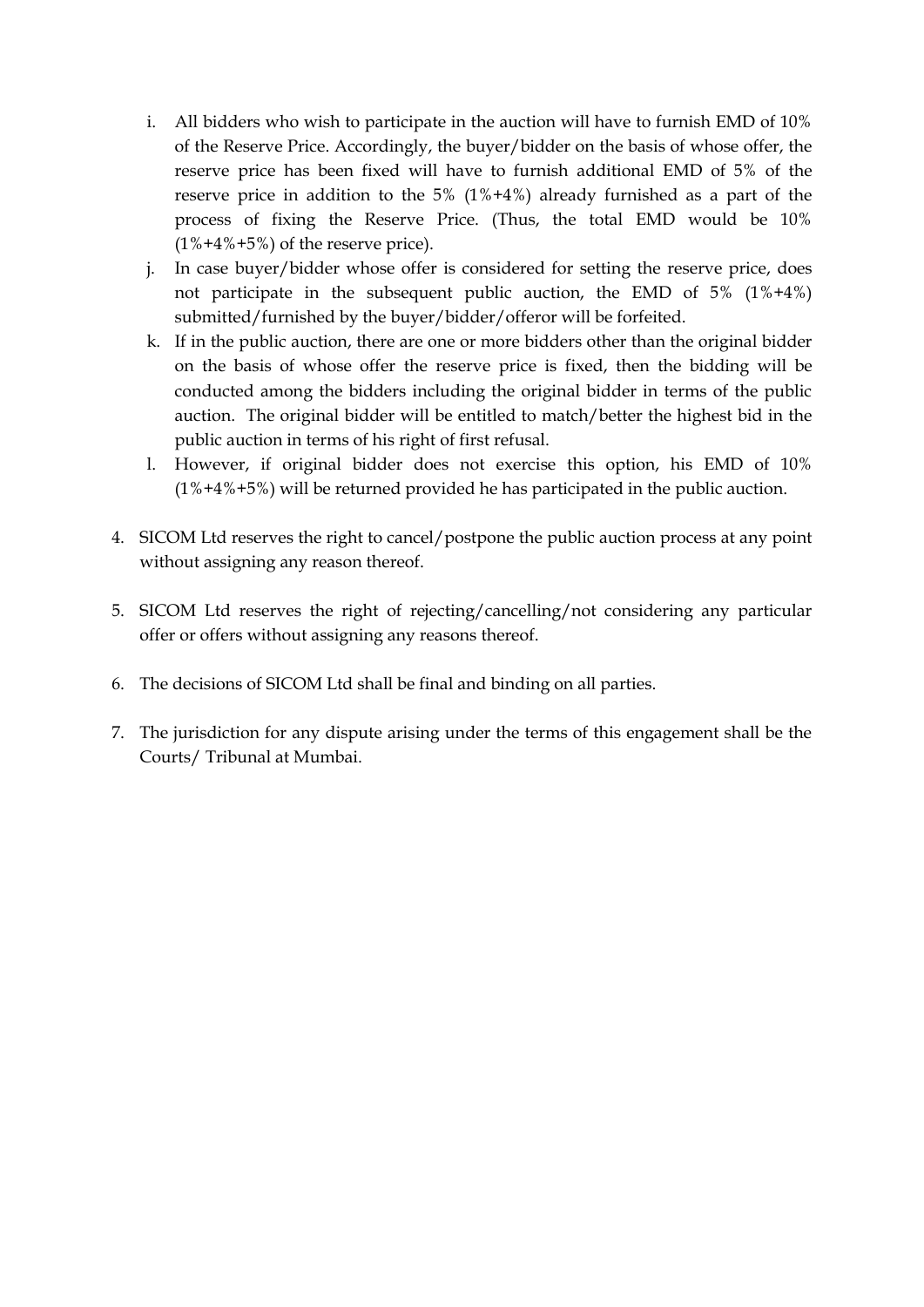i. All bidders who wish to participate in the auction will have to furnish EMD of 10% of the Reserve Price. Accordingly, the buyer/bidder on the basis of whose offer, the reserve price has been fixed will have to furnish additional EMD of 5% of the reserve price in addition to the 5% (1%+4%) already furnished as a part of the process of fixing the Reserve Price. (Thus, the total EMD would be 10% (1%+4%+5%) of the reserve price).

j. In case buyer/bidder whose offer is considered for setting the reserve price, does not participate in the subsequent public auction, the EMD of 5% (1%+4%) submitted/furnished by the buyer/bidder/offeror will be forfeited.

k. If in the public auction, there are one or more bidders other than the original bidder on the basis of whose offer the reserve price is fixed, then the bidding will be conducted among the bidders including the original bidder in terms of the public auction. The original bidder will be entitled to match/better the highest bid in the public auction in terms of his right of first refusal.

l. However, if original bidder does not exercise this option, his EMD of 10% (1%+4%+5%) will be returned provided he has participated in the public auction.

4. SICOM Ltd reserves the right to cancel/postpone the public auction process at any point without assigning any reason thereof.

5. SICOM Ltd reserves the right of rejecting/cancelling/not considering any particular offer or offers without assigning any reasons thereof.

6. The decisions of SICOM Ltd shall be final and binding on all parties.

7. The jurisdiction for any dispute arising under the terms of this engagement shall be the Courts/ Tribunal at Mumbai.